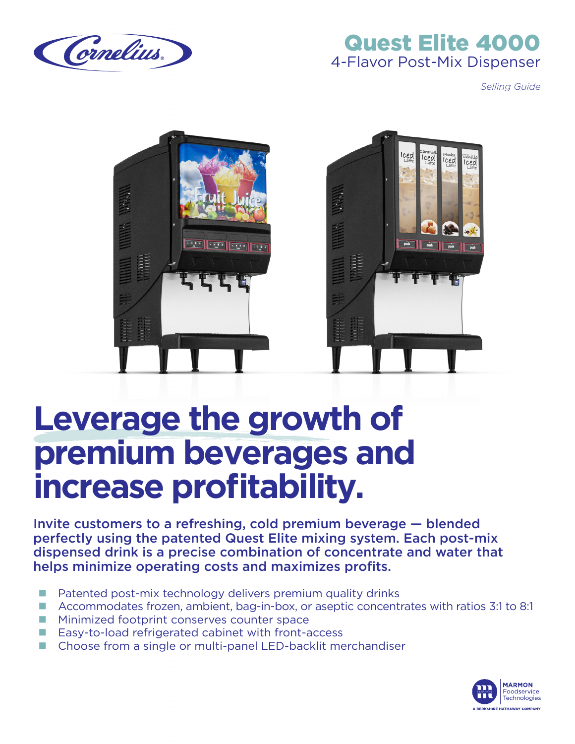# Quest Elite 4000

## 4-Flavor Post-Mix Dispenser

*Selling Guide*

# Leverage the growth of premium beverages and increase profitability.

**Invite customers to a refreshing, cold premium beverage — blended perfectly using the patented Quest Elite mixing system. Each post-mix dispensed drink is a precise combination of concentrate and water that helps minimize operating costs and maximizes profits.**

- Patented post-mix technology delivers premium quality drinks
- Accommodates frozen, ambient, bag-in-box, or aseptic concentrates with ratios 3:1 to 8:1
- Minimized footprint conserves counter space
- Easy-to-load refrigerated cabinet with front-access
- Choose from a single or multi-panel LED-backlit merchandiser

MARMON Foodservice Technologies

A BERKSHIRE HATHAWAY COMPANY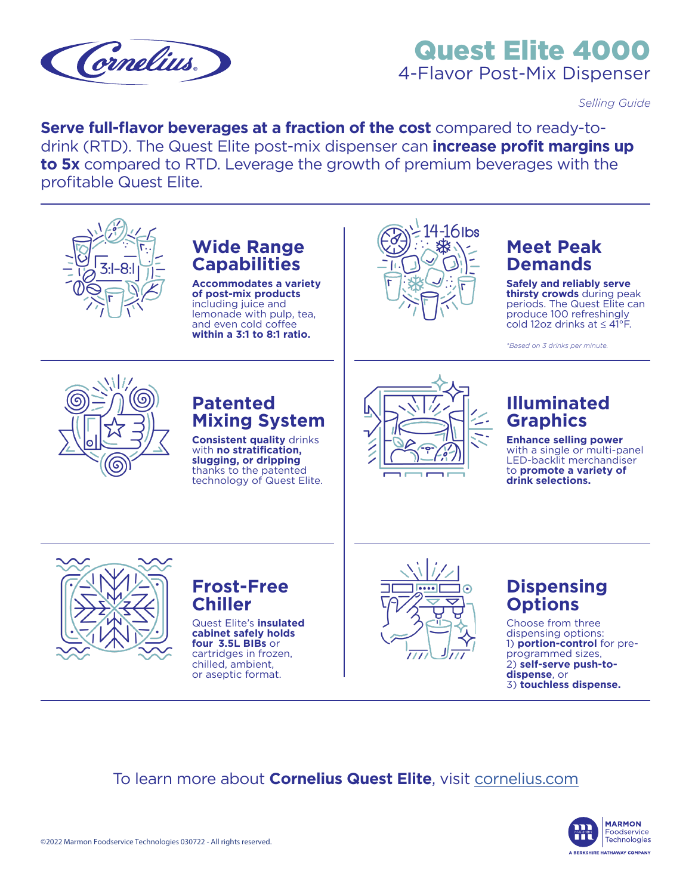# Quest Elite 4000

4-Flavor Post-Mix Dispenser

*Selling Guide*

**Serve full-flavor beverages at a fraction of the cost** compared to ready-to-drink (RTD). The Quest Elite post-mix dispenser can **increase profit margins up to 5x** compared to RTD. Leverage the growth of premium beverages with the profitable Quest Elite.

## Wide Range Capabilities

**Accommodates a variety of post-mix products** including juice and lemonade with pulp, tea, and even cold coffee **within a 3:1 to 8:1 ratio.**

## Meet Peak Demands

**Safely and reliably serve thirsty crowds** during peak periods. The Quest Elite can produce 100 refreshingly cold 12oz drinks at ≤ 41°F.

*\*Based on 3 drinks per minute.*

## Patented Mixing System

**Consistent quality** drinks with **no stratification, slugging, or dripping** thanks to the patented technology of Quest Elite.

## Illuminated Graphics

**Enhance selling power** with a single or multi-panel LED-backlit merchandiser to **promote a variety of drink selections.**

## Frost-Free Chiller

Quest Elite's **insulated cabinet safely holds four 3.5L BIBs** or cartridges in frozen, chilled, ambient, or aseptic format.

## Dispensing Options

Choose from three dispensing options:
1) **portion-control** for pre-programmed sizes,
2) **self-serve push-to-dispense**, or
3) **touchless dispense.**

To learn more about **Cornelius Quest Elite**, visit cornelius.com

©2022 Marmon Foodservice Technologies 030722 - All rights reserved.

MARMON Foodservice Technologies

A BERKSHIRE HATHAWAY COMPANY